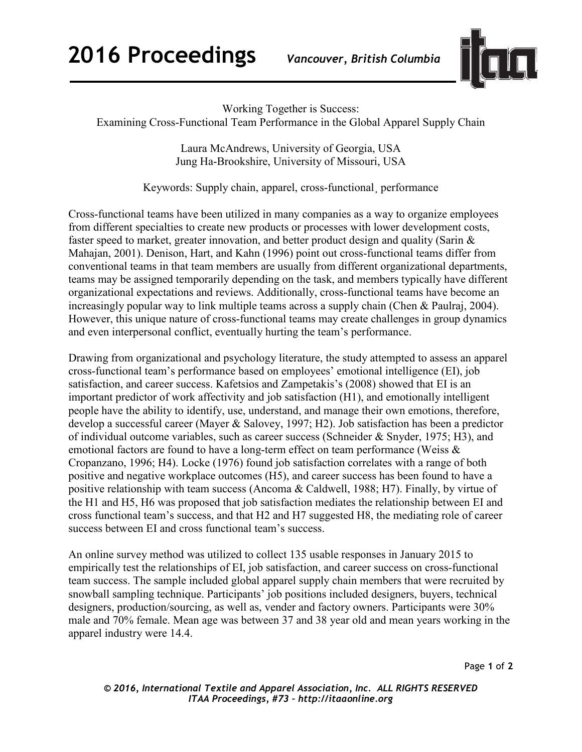Working Together is Success:
Examining Cross-Functional Team Performance in the Global Apparel Supply Chain

Laura McAndrews, University of Georgia, USA
Jung Ha-Brookshire, University of Missouri, USA

Keywords: Supply chain, apparel, cross-functional¸ performance

Cross-functional teams have been utilized in many companies as a way to organize employees from different specialties to create new products or processes with lower development costs, faster speed to market, greater innovation, and better product design and quality (Sarin & Mahajan, 2001). Denison, Hart, and Kahn (1996) point out cross-functional teams differ from conventional teams in that team members are usually from different organizational departments, teams may be assigned temporarily depending on the task, and members typically have different organizational expectations and reviews. Additionally, cross-functional teams have become an increasingly popular way to link multiple teams across a supply chain (Chen & Paulraj, 2004). However, this unique nature of cross-functional teams may create challenges in group dynamics and even interpersonal conflict, eventually hurting the team's performance.

Drawing from organizational and psychology literature, the study attempted to assess an apparel cross-functional team's performance based on employees' emotional intelligence (EI), job satisfaction, and career success. Kafetsios and Zampetakis's (2008) showed that EI is an important predictor of work affectivity and job satisfaction (H1), and emotionally intelligent people have the ability to identify, use, understand, and manage their own emotions, therefore, develop a successful career (Mayer & Salovey, 1997; H2). Job satisfaction has been a predictor of individual outcome variables, such as career success (Schneider & Snyder, 1975; H3), and emotional factors are found to have a long-term effect on team performance (Weiss & Cropanzano, 1996; H4). Locke (1976) found job satisfaction correlates with a range of both positive and negative workplace outcomes (H5), and career success has been found to have a positive relationship with team success (Ancoma & Caldwell, 1988; H7). Finally, by virtue of the H1 and H5, H6 was proposed that job satisfaction mediates the relationship between EI and cross functional team's success, and that H2 and H7 suggested H8, the mediating role of career success between EI and cross functional team's success.

An online survey method was utilized to collect 135 usable responses in January 2015 to empirically test the relationships of EI, job satisfaction, and career success on cross-functional team success. The sample included global apparel supply chain members that were recruited by snowball sampling technique. Participants' job positions included designers, buyers, technical designers, production/sourcing, as well as, vender and factory owners. Participants were 30% male and 70% female. Mean age was between 37 and 38 year old and mean years working in the apparel industry were 14.4.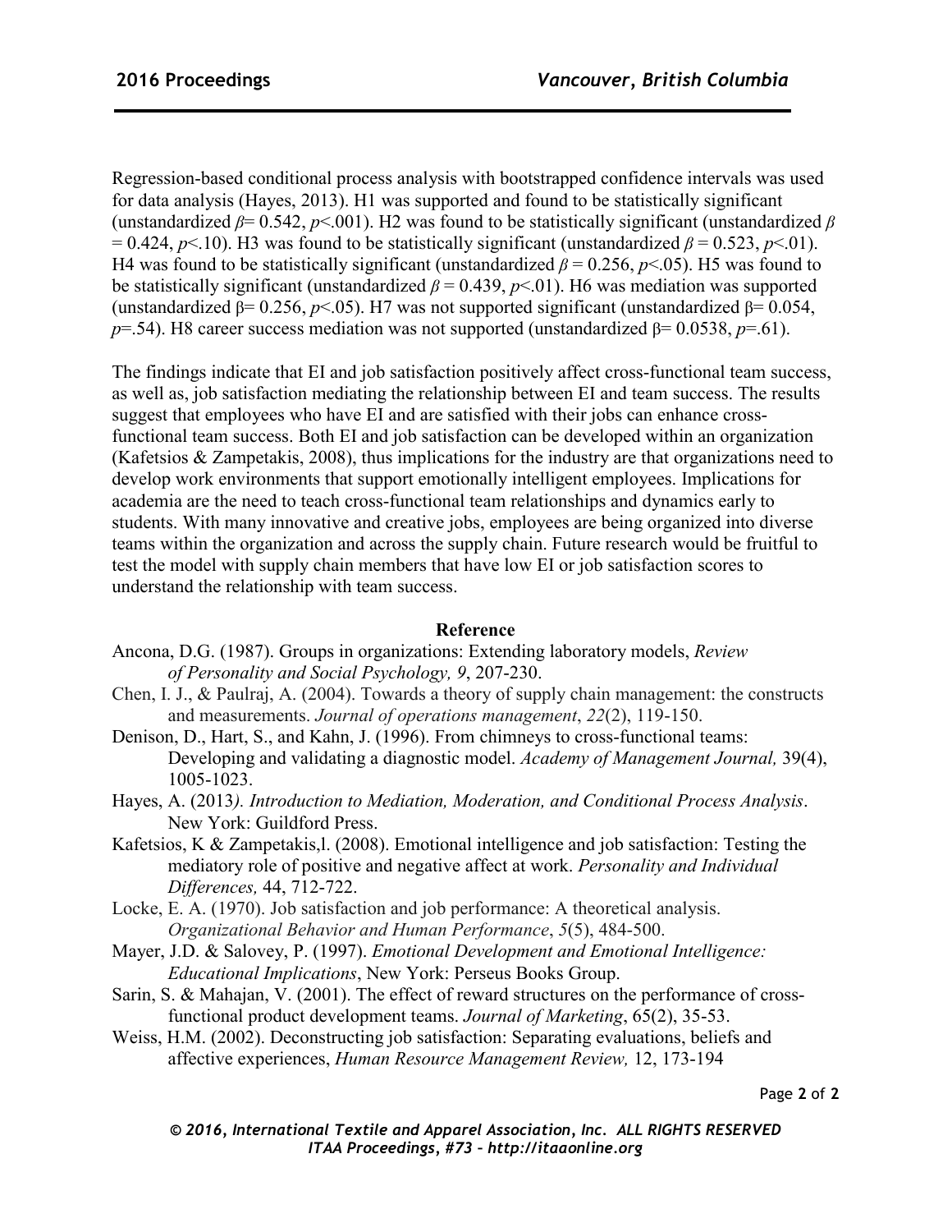Regression-based conditional process analysis with bootstrapped confidence intervals was used for data analysis (Hayes, 2013). H1 was supported and found to be statistically significant (unstandardized $\beta$= 0.542, $p$<.001). H2 was found to be statistically significant (unstandardized $\beta$ = 0.424, $p$<.10). H3 was found to be statistically significant (unstandardized $\beta$ = 0.523, $p$<.01). H4 was found to be statistically significant (unstandardized $\beta$ = 0.256, $p$<.05). H5 was found to be statistically significant (unstandardized $\beta$ = 0.439, $p$<.01). H6 was mediation was supported (unstandardized $\beta$= 0.256, $p$<.05). H7 was not supported significant (unstandardized $\beta$= 0.054, $p$=.54). H8 career success mediation was not supported (unstandardized $\beta$= 0.0538, $p$=.61).

The findings indicate that EI and job satisfaction positively affect cross-functional team success, as well as, job satisfaction mediating the relationship between EI and team success. The results suggest that employees who have EI and are satisfied with their jobs can enhance cross-functional team success. Both EI and job satisfaction can be developed within an organization (Kafetsios & Zampetakis, 2008), thus implications for the industry are that organizations need to develop work environments that support emotionally intelligent employees. Implications for academia are the need to teach cross-functional team relationships and dynamics early to students. With many innovative and creative jobs, employees are being organized into diverse teams within the organization and across the supply chain. Future research would be fruitful to test the model with supply chain members that have low EI or job satisfaction scores to understand the relationship with team success.

## Reference

Ancona, D.G. (1987). Groups in organizations: Extending laboratory models, *Review of Personality and Social Psychology, 9*, 207-230.

Chen, I. J., & Paulraj, A. (2004). Towards a theory of supply chain management: the constructs and measurements. *Journal of operations management*, *22*(2), 119-150.

Denison, D., Hart, S., and Kahn, J. (1996). From chimneys to cross-functional teams: Developing and validating a diagnostic model. *Academy of Management Journal,* 39(4), 1005-1023.

Hayes, A. (2013*). Introduction to Mediation, Moderation, and Conditional Process Analysis*. New York: Guildford Press.

Kafetsios, K & Zampetakis,l. (2008). Emotional intelligence and job satisfaction: Testing the mediatory role of positive and negative affect at work. *Personality and Individual Differences,* 44, 712-722.

Locke, E. A. (1970). Job satisfaction and job performance: A theoretical analysis. *Organizational Behavior and Human Performance*, *5*(5), 484-500.

Mayer, J.D. & Salovey, P. (1997). *Emotional Development and Emotional Intelligence: Educational Implications*, New York: Perseus Books Group.

Sarin, S. & Mahajan, V. (2001). The effect of reward structures on the performance of cross-functional product development teams. *Journal of Marketing*, 65(2), 35-53.

Weiss, H.M. (2002). Deconstructing job satisfaction: Separating evaluations, beliefs and affective experiences, *Human Resource Management Review,* 12, 173-194